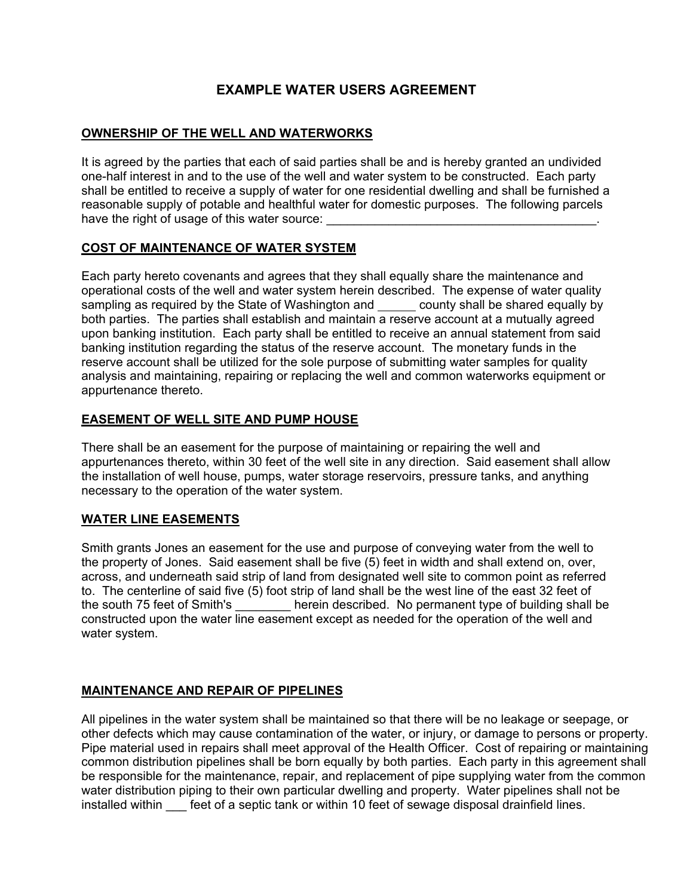# EXAMPLE WATER USERS AGREEMENT

## OWNERSHIP OF THE WELL AND WATERWORKS

It is agreed by the parties that each of said parties shall be and is hereby granted an undivided one-half interest in and to the use of the well and water system to be constructed. Each party shall be entitled to receive a supply of water for one residential dwelling and shall be furnished a reasonable supply of potable and healthful water for domestic purposes. The following parcels have the right of usage of this water source: ________________________________________.

## COST OF MAINTENANCE OF WATER SYSTEM

Each party hereto covenants and agrees that they shall equally share the maintenance and operational costs of the well and water system herein described. The expense of water quality sampling as required by the State of Washington and ______ county shall be shared equally by both parties. The parties shall establish and maintain a reserve account at a mutually agreed upon banking institution. Each party shall be entitled to receive an annual statement from said banking institution regarding the status of the reserve account. The monetary funds in the reserve account shall be utilized for the sole purpose of submitting water samples for quality analysis and maintaining, repairing or replacing the well and common waterworks equipment or appurtenance thereto.

## EASEMENT OF WELL SITE AND PUMP HOUSE

There shall be an easement for the purpose of maintaining or repairing the well and appurtenances thereto, within 30 feet of the well site in any direction. Said easement shall allow the installation of well house, pumps, water storage reservoirs, pressure tanks, and anything necessary to the operation of the water system.

## WATER LINE EASEMENTS

Smith grants Jones an easement for the use and purpose of conveying water from the well to the property of Jones. Said easement shall be five (5) feet in width and shall extend on, over, across, and underneath said strip of land from designated well site to common point as referred to. The centerline of said five (5) foot strip of land shall be the west line of the east 32 feet of the south 75 feet of Smith's ________ herein described. No permanent type of building shall be constructed upon the water line easement except as needed for the operation of the well and water system.

## MAINTENANCE AND REPAIR OF PIPELINES

All pipelines in the water system shall be maintained so that there will be no leakage or seepage, or other defects which may cause contamination of the water, or injury, or damage to persons or property. Pipe material used in repairs shall meet approval of the Health Officer. Cost of repairing or maintaining common distribution pipelines shall be born equally by both parties. Each party in this agreement shall be responsible for the maintenance, repair, and replacement of pipe supplying water from the common water distribution piping to their own particular dwelling and property. Water pipelines shall not be installed within ___ feet of a septic tank or within 10 feet of sewage disposal drainfield lines.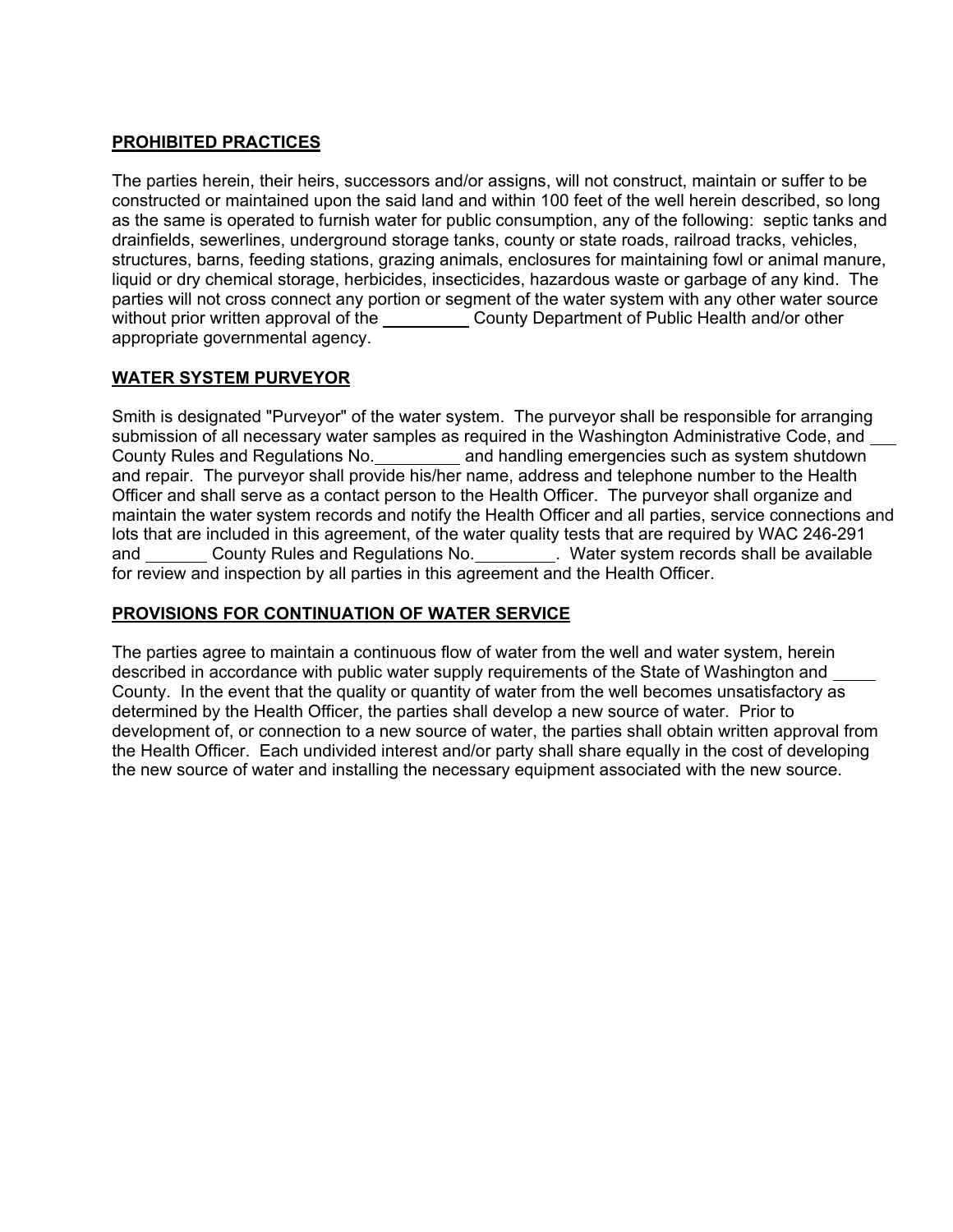**PROHIBITED PRACTICES**

The parties herein, their heirs, successors and/or assigns, will not construct, maintain or suffer to be constructed or maintained upon the said land and within 100 feet of the well herein described, so long as the same is operated to furnish water for public consumption, any of the following: septic tanks and drainfields, sewerlines, underground storage tanks, county or state roads, railroad tracks, vehicles, structures, barns, feeding stations, grazing animals, enclosures for maintaining fowl or animal manure, liquid or dry chemical storage, herbicides, insecticides, hazardous waste or garbage of any kind. The parties will not cross connect any portion or segment of the water system with any other water source without prior written approval of the _________ County Department of Public Health and/or other appropriate governmental agency.

**WATER SYSTEM PURVEYOR**

Smith is designated "Purveyor" of the water system. The purveyor shall be responsible for arranging submission of all necessary water samples as required in the Washington Administrative Code, and ___ County Rules and Regulations No._________ and handling emergencies such as system shutdown and repair. The purveyor shall provide his/her name, address and telephone number to the Health Officer and shall serve as a contact person to the Health Officer. The purveyor shall organize and maintain the water system records and notify the Health Officer and all parties, service connections and lots that are included in this agreement, of the water quality tests that are required by WAC 246-291 and _______ County Rules and Regulations No._________. Water system records shall be available for review and inspection by all parties in this agreement and the Health Officer.

**PROVISIONS FOR CONTINUATION OF WATER SERVICE**

The parties agree to maintain a continuous flow of water from the well and water system, herein described in accordance with public water supply requirements of the State of Washington and _____ County. In the event that the quality or quantity of water from the well becomes unsatisfactory as determined by the Health Officer, the parties shall develop a new source of water. Prior to development of, or connection to a new source of water, the parties shall obtain written approval from the Health Officer. Each undivided interest and/or party shall share equally in the cost of developing the new source of water and installing the necessary equipment associated with the new source.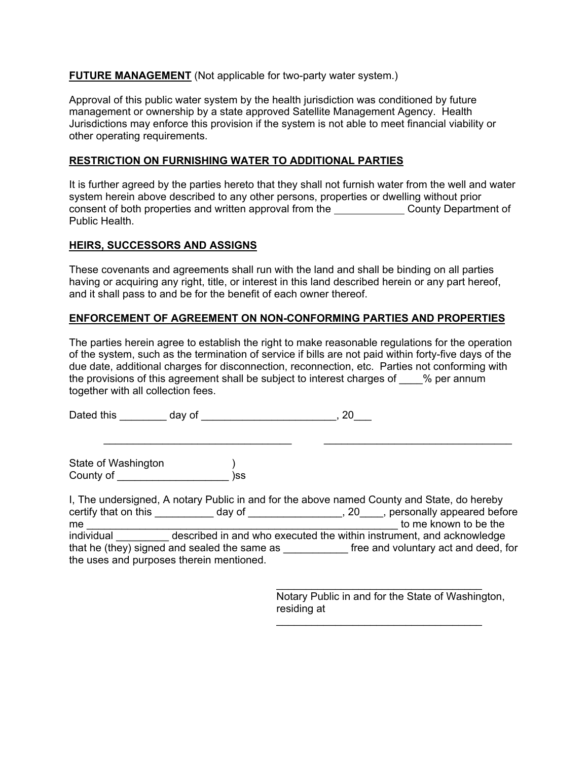**FUTURE MANAGEMENT** (Not applicable for two-party water system.)

Approval of this public water system by the health jurisdiction was conditioned by future management or ownership by a state approved Satellite Management Agency. Health Jurisdictions may enforce this provision if the system is not able to meet financial viability or other operating requirements.

**RESTRICTION ON FURNISHING WATER TO ADDITIONAL PARTIES**

It is further agreed by the parties hereto that they shall not furnish water from the well and water system herein above described to any other persons, properties or dwelling without prior consent of both properties and written approval from the ____________ County Department of Public Health.

**HEIRS, SUCCESSORS AND ASSIGNS**

These covenants and agreements shall run with the land and shall be binding on all parties having or acquiring any right, title, or interest in this land described herein or any part hereof, and it shall pass to and be for the benefit of each owner thereof.

**ENFORCEMENT OF AGREEMENT ON NON-CONFORMING PARTIES AND PROPERTIES**

The parties herein agree to establish the right to make reasonable regulations for the operation of the system, such as the termination of service if bills are not paid within forty-five days of the due date, additional charges for disconnection, reconnection, etc. Parties not conforming with the provisions of this agreement shall be subject to interest charges of ____% per annum together with all collection fees.

Dated this ________ day of _______________________, 20___

________________________________ ________________________________

State of Washington )
County of ___________________ )ss

I, The undersigned, A notary Public in and for the above named County and State, do hereby certify that on this __________ day of ________________, 20____, personally appeared before me ______________________________________________________ to me known to be the individual _________ described in and who executed the within instrument, and acknowledge that he (they) signed and sealed the same as ___________ free and voluntary act and deed, for the uses and purposes therein mentioned.

____________________________________
Notary Public in and for the State of Washington,
residing at

____________________________________